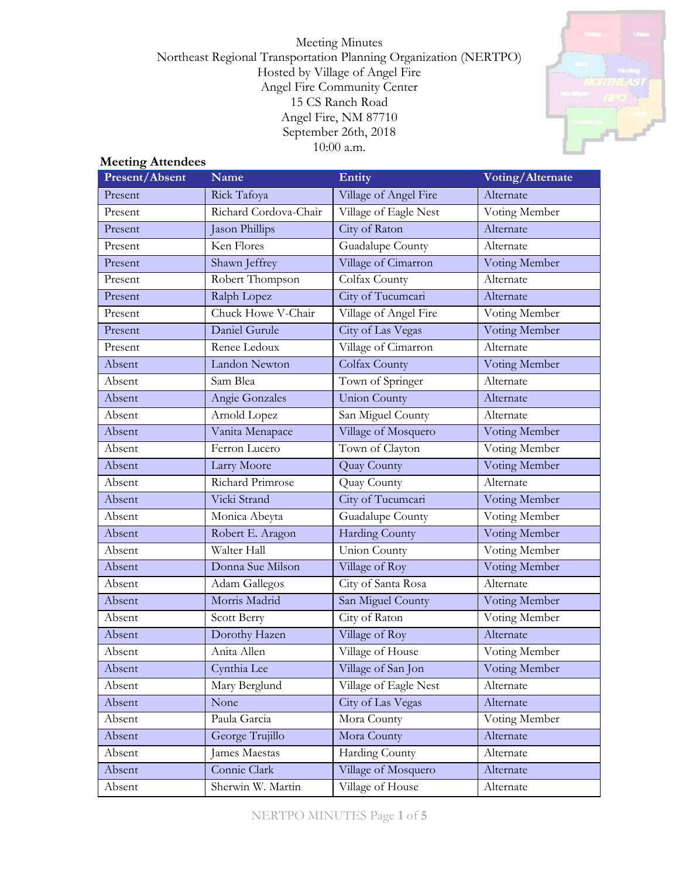Meeting Minutes
Northeast Regional Transportation Planning Organization (NERTPO)
Hosted by Village of Angel Fire
Angel Fire Community Center
15 CS Ranch Road
Angel Fire, NM 87710
September 26th, 2018
10:00 a.m.

## Meeting Attendees

| Present/Absent | Name | Entity | Voting/Alternate |
|---|---|---|---|
| Present | Rick Tafoya | Village of Angel Fire | Alternate |
| Present | Richard Cordova-Chair | Village of Eagle Nest | Voting Member |
| Present | Jason Phillips | City of Raton | Alternate |
| Present | Ken Flores | Guadalupe County | Alternate |
| Present | Shawn Jeffrey | Village of Cimarron | Voting Member |
| Present | Robert Thompson | Colfax County | Alternate |
| Present | Ralph Lopez | City of Tucumcari | Alternate |
| Present | Chuck Howe V-Chair | Village of Angel Fire | Voting Member |
| Present | Daniel Gurule | City of Las Vegas | Voting Member |
| Present | Renee Ledoux | Village of Cimarron | Alternate |
| Absent | Landon Newton | Colfax County | Voting Member |
| Absent | Sam Blea | Town of Springer | Alternate |
| Absent | Angie Gonzales | Union County | Alternate |
| Absent | Arnold Lopez | San Miguel County | Alternate |
| Absent | Vanita Menapace | Village of Mosquero | Voting Member |
| Absent | Ferron Lucero | Town of Clayton | Voting Member |
| Absent | Larry Moore | Quay County | Voting Member |
| Absent | Richard Primrose | Quay County | Alternate |
| Absent | Vicki Strand | City of Tucumcari | Voting Member |
| Absent | Monica Abeyta | Guadalupe County | Voting Member |
| Absent | Robert E. Aragon | Harding County | Voting Member |
| Absent | Walter Hall | Union County | Voting Member |
| Absent | Donna Sue Milson | Village of Roy | Voting Member |
| Absent | Adam Gallegos | City of Santa Rosa | Alternate |
| Absent | Morris Madrid | San Miguel County | Voting Member |
| Absent | Scott Berry | City of Raton | Voting Member |
| Absent | Dorothy Hazen | Village of Roy | Alternate |
| Absent | Anita Allen | Village of House | Voting Member |
| Absent | Cynthia Lee | Village of San Jon | Voting Member |
| Absent | Mary Berglund | Village of Eagle Nest | Alternate |
| Absent | None | City of Las Vegas | Alternate |
| Absent | Paula Garcia | Mora County | Voting Member |
| Absent | George Trujillo | Mora County | Alternate |
| Absent | James Maestas | Harding County | Alternate |
| Absent | Connie Clark | Village of Mosquero | Alternate |
| Absent | Sherwin W. Martin | Village of House | Alternate |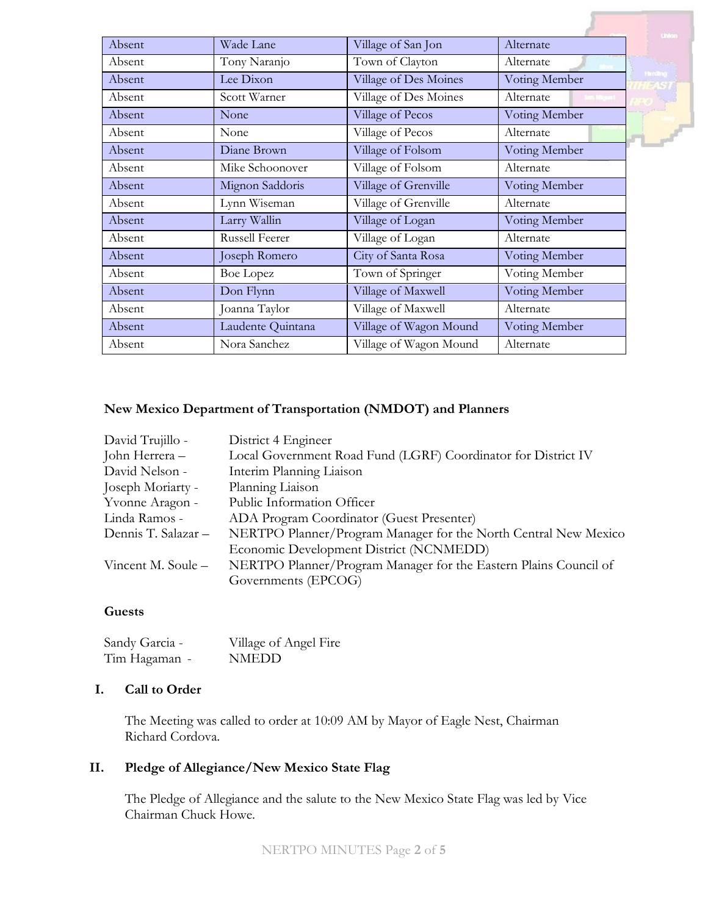| Absent | Wade Lane | Village of San Jon | Alternate |
|---|---|---|---|
| Absent | Tony Naranjo | Town of Clayton | Alternate |
| Absent | Lee Dixon | Village of Des Moines | Voting Member |
| Absent | Scott Warner | Village of Des Moines | Alternate |
| Absent | None | Village of Pecos | Voting Member |
| Absent | None | Village of Pecos | Alternate |
| Absent | Diane Brown | Village of Folsom | Voting Member |
| Absent | Mike Schoonover | Village of Folsom | Alternate |
| Absent | Mignon Saddoris | Village of Grenville | Voting Member |
| Absent | Lynn Wiseman | Village of Grenville | Alternate |
| Absent | Larry Wallin | Village of Logan | Voting Member |
| Absent | Russell Feerer | Village of Logan | Alternate |
| Absent | Joseph Romero | City of Santa Rosa | Voting Member |
| Absent | Boe Lopez | Town of Springer | Voting Member |
| Absent | Don Flynn | Village of Maxwell | Voting Member |
| Absent | Joanna Taylor | Village of Maxwell | Alternate |
| Absent | Laudente Quintana | Village of Wagon Mound | Voting Member |
| Absent | Nora Sanchez | Village of Wagon Mound | Alternate |

**New Mexico Department of Transportation (NMDOT) and Planners**

David Trujillo - District 4 Engineer
John Herrera – Local Government Road Fund (LGRF) Coordinator for District IV
David Nelson - Interim Planning Liaison
Joseph Moriarty - Planning Liaison
Yvonne Aragon - Public Information Officer
Linda Ramos - ADA Program Coordinator (Guest Presenter)
Dennis T. Salazar – NERTPO Planner/Program Manager for the North Central New Mexico Economic Development District (NCNMEDD)
Vincent M. Soule – NERTPO Planner/Program Manager for the Eastern Plains Council of Governments (EPCOG)

**Guests**

Sandy Garcia - Village of Angel Fire
Tim Hagaman - NMEDD

## I. Call to Order

The Meeting was called to order at 10:09 AM by Mayor of Eagle Nest, Chairman Richard Cordova.

## II. Pledge of Allegiance/New Mexico State Flag

The Pledge of Allegiance and the salute to the New Mexico State Flag was led by Vice Chairman Chuck Howe.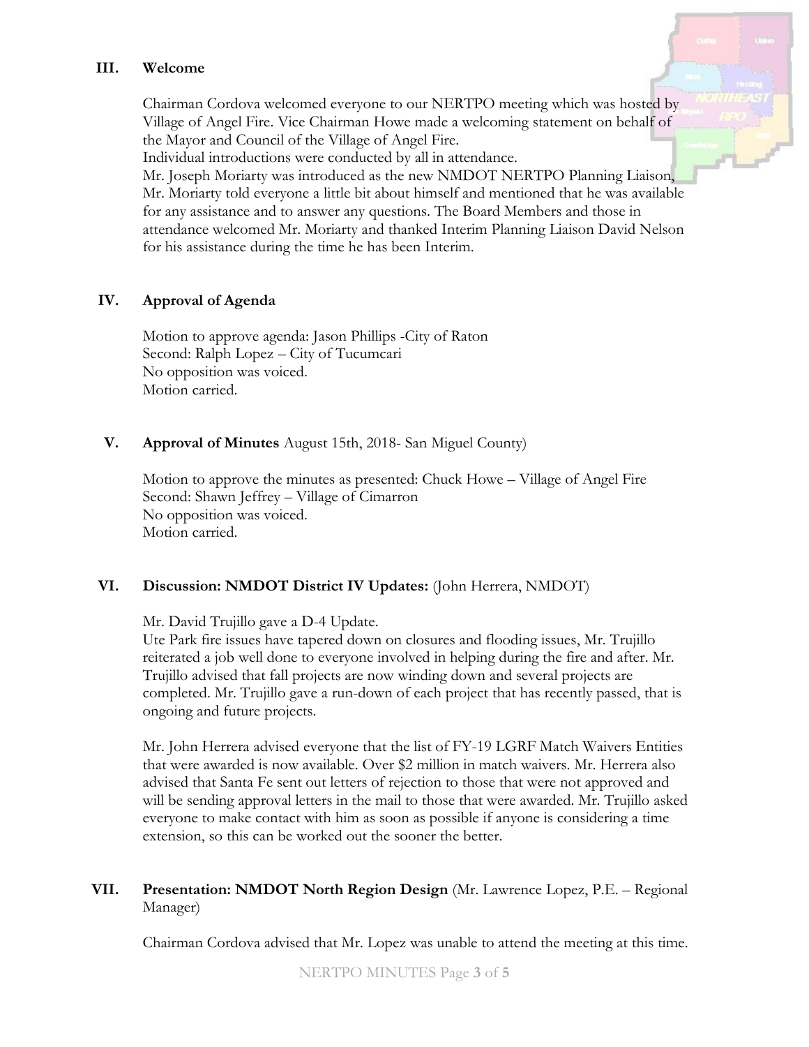## III. Welcome

Chairman Cordova welcomed everyone to our NERTPO meeting which was hosted by Village of Angel Fire. Vice Chairman Howe made a welcoming statement on behalf of the Mayor and Council of the Village of Angel Fire.
Individual introductions were conducted by all in attendance.
Mr. Joseph Moriarty was introduced as the new NMDOT NERTPO Planning Liaison, Mr. Moriarty told everyone a little bit about himself and mentioned that he was available for any assistance and to answer any questions. The Board Members and those in attendance welcomed Mr. Moriarty and thanked Interim Planning Liaison David Nelson for his assistance during the time he has been Interim.

## IV. Approval of Agenda

Motion to approve agenda: Jason Phillips -City of Raton
Second: Ralph Lopez – City of Tucumcari
No opposition was voiced.
Motion carried.

## V. Approval of Minutes August 15th, 2018- San Miguel County)

Motion to approve the minutes as presented: Chuck Howe – Village of Angel Fire
Second: Shawn Jeffrey – Village of Cimarron
No opposition was voiced.
Motion carried.

## VI. Discussion: NMDOT District IV Updates: (John Herrera, NMDOT)

Mr. David Trujillo gave a D-4 Update.
Ute Park fire issues have tapered down on closures and flooding issues, Mr. Trujillo reiterated a job well done to everyone involved in helping during the fire and after. Mr. Trujillo advised that fall projects are now winding down and several projects are completed. Mr. Trujillo gave a run-down of each project that has recently passed, that is ongoing and future projects.

Mr. John Herrera advised everyone that the list of FY-19 LGRF Match Waivers Entities that were awarded is now available. Over $2 million in match waivers. Mr. Herrera also advised that Santa Fe sent out letters of rejection to those that were not approved and will be sending approval letters in the mail to those that were awarded. Mr. Trujillo asked everyone to make contact with him as soon as possible if anyone is considering a time extension, so this can be worked out the sooner the better.

## VII. Presentation: NMDOT North Region Design (Mr. Lawrence Lopez, P.E. – Regional Manager)

Chairman Cordova advised that Mr. Lopez was unable to attend the meeting at this time.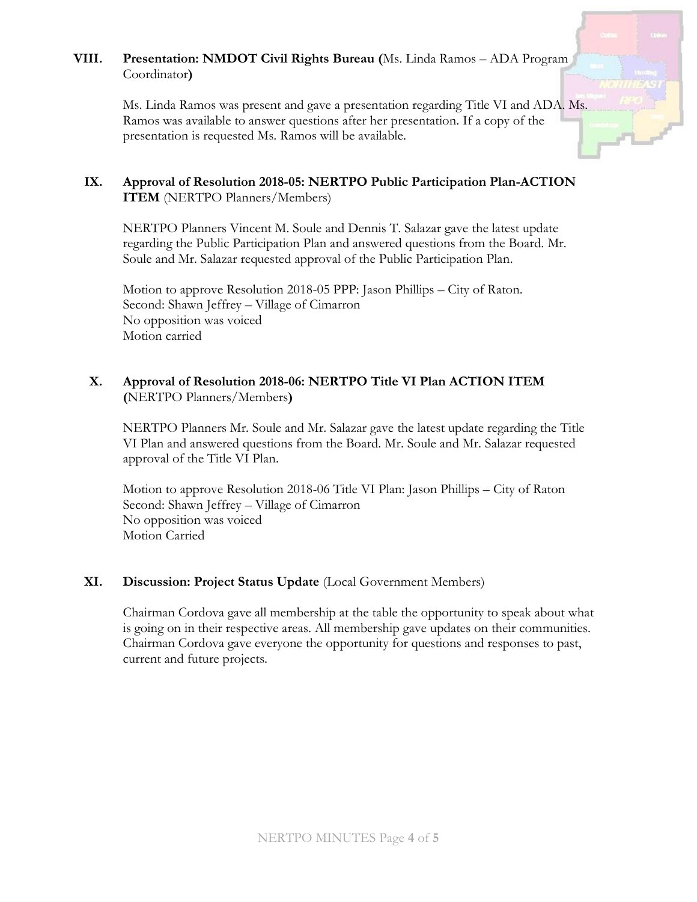## VIII. Presentation: NMDOT Civil Rights Bureau (Ms. Linda Ramos – ADA Program Coordinator)

Ms. Linda Ramos was present and gave a presentation regarding Title VI and ADA. Ms. Ramos was available to answer questions after her presentation. If a copy of the presentation is requested Ms. Ramos will be available.

## IX. Approval of Resolution 2018-05: NERTPO Public Participation Plan-ACTION ITEM (NERTPO Planners/Members)

NERTPO Planners Vincent M. Soule and Dennis T. Salazar gave the latest update regarding the Public Participation Plan and answered questions from the Board. Mr. Soule and Mr. Salazar requested approval of the Public Participation Plan.

Motion to approve Resolution 2018-05 PPP: Jason Phillips – City of Raton.
Second: Shawn Jeffrey – Village of Cimarron
No opposition was voiced
Motion carried

## X. Approval of Resolution 2018-06: NERTPO Title VI Plan ACTION ITEM (NERTPO Planners/Members)

NERTPO Planners Mr. Soule and Mr. Salazar gave the latest update regarding the Title VI Plan and answered questions from the Board. Mr. Soule and Mr. Salazar requested approval of the Title VI Plan.

Motion to approve Resolution 2018-06 Title VI Plan: Jason Phillips – City of Raton
Second: Shawn Jeffrey – Village of Cimarron
No opposition was voiced
Motion Carried

## XI. Discussion: Project Status Update (Local Government Members)

Chairman Cordova gave all membership at the table the opportunity to speak about what is going on in their respective areas. All membership gave updates on their communities. Chairman Cordova gave everyone the opportunity for questions and responses to past, current and future projects.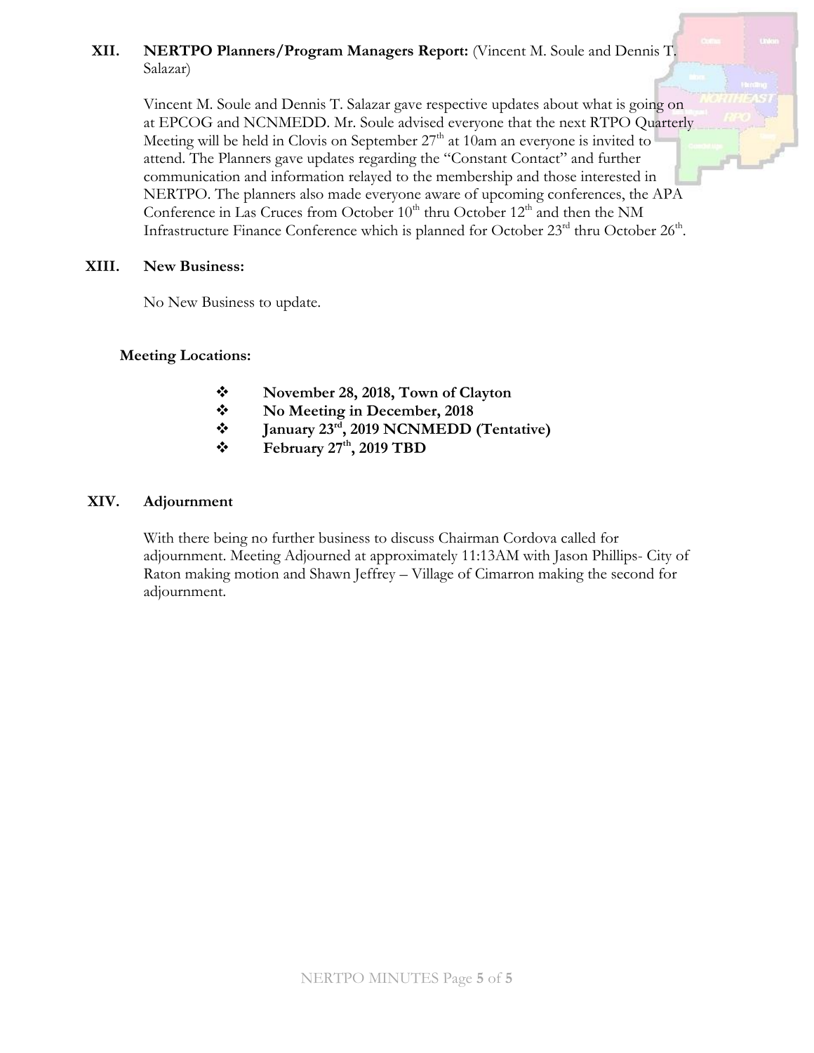**XII. NERTPO Planners/Program Managers Report:** (Vincent M. Soule and Dennis T. Salazar)

Vincent M. Soule and Dennis T. Salazar gave respective updates about what is going on at EPCOG and NCNMEDD. Mr. Soule advised everyone that the next RTPO Quarterly Meeting will be held in Clovis on September 27th at 10am an everyone is invited to attend. The Planners gave updates regarding the "Constant Contact" and further communication and information relayed to the membership and those interested in NERTPO. The planners also made everyone aware of upcoming conferences, the APA Conference in Las Cruces from October 10th thru October 12th and then the NM Infrastructure Finance Conference which is planned for October 23rd thru October 26th.

**XIII. New Business:**

No New Business to update.

**Meeting Locations:**

- **November 28, 2018, Town of Clayton**
- **No Meeting in December, 2018**
- **January 23rd, 2019 NCNMEDD (Tentative)**
- **February 27th, 2019 TBD**

**XIV. Adjournment**

With there being no further business to discuss Chairman Cordova called for adjournment. Meeting Adjourned at approximately 11:13AM with Jason Phillips- City of Raton making motion and Shawn Jeffrey – Village of Cimarron making the second for adjournment.